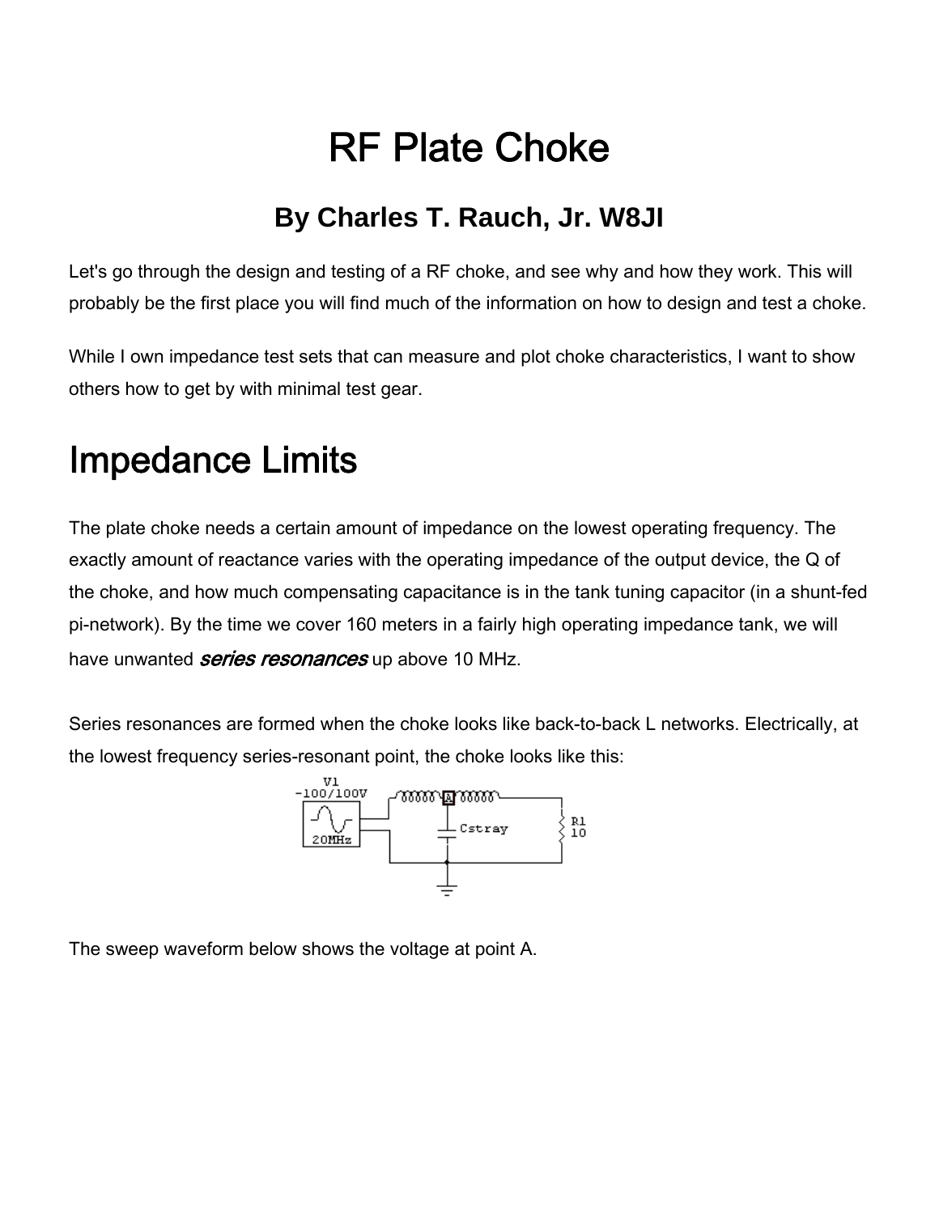# RF Plate Choke

## By Charles T. Rauch, Jr. W8JI

Let's go through the design and testing of a RF choke, and see why and how they work. This will probably be the first place you will find much of the information on how to design and test a choke.

While I own impedance test sets that can measure and plot choke characteristics, I want to show others how to get by with minimal test gear.

# Impedance Limits

The plate choke needs a certain amount of impedance on the lowest operating frequency. The exactly amount of reactance varies with the operating impedance of the output device, the Q of the choke, and how much compensating capacitance is in the tank tuning capacitor (in a shunt-fed pi-network). By the time we cover 160 meters in a fairly high operating impedance tank, we will have unwanted ***series resonances*** up above 10 MHz.

Series resonances are formed when the choke looks like back-to-back L networks. Electrically, at the lowest frequency series-resonant point, the choke looks like this:

The sweep waveform below shows the voltage at point A.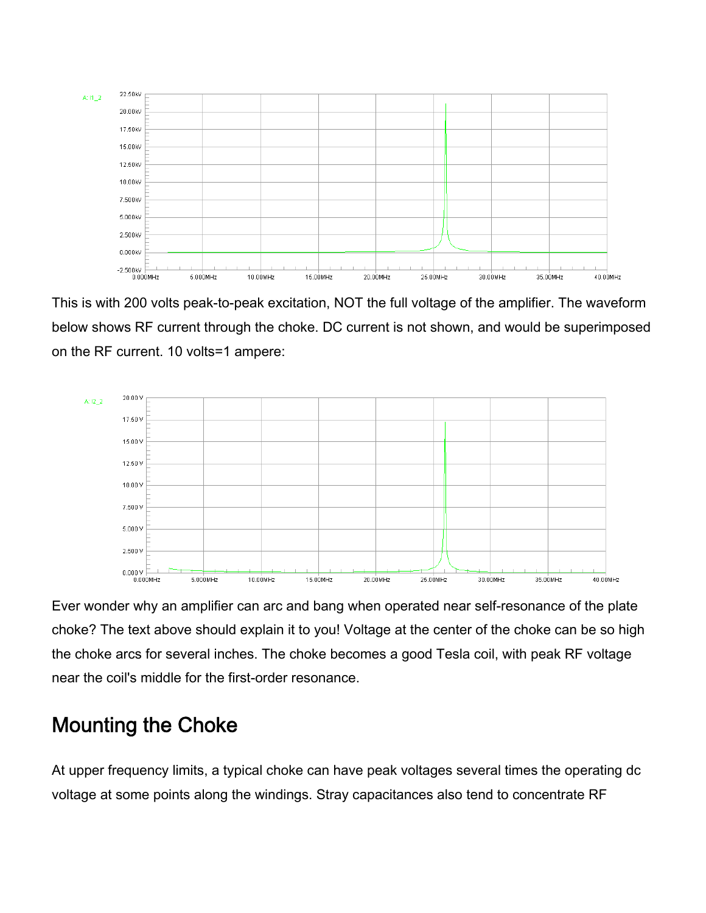This is with 200 volts peak-to-peak excitation, NOT the full voltage of the amplifier. The waveform below shows RF current through the choke. DC current is not shown, and would be superimposed on the RF current. 10 volts=1 ampere:

Ever wonder why an amplifier can arc and bang when operated near self-resonance of the plate choke? The text above should explain it to you! Voltage at the center of the choke can be so high the choke arcs for several inches. The choke becomes a good Tesla coil, with peak RF voltage near the coil's middle for the first-order resonance.

## Mounting the Choke

At upper frequency limits, a typical choke can have peak voltages several times the operating dc voltage at some points along the windings. Stray capacitances also tend to concentrate RF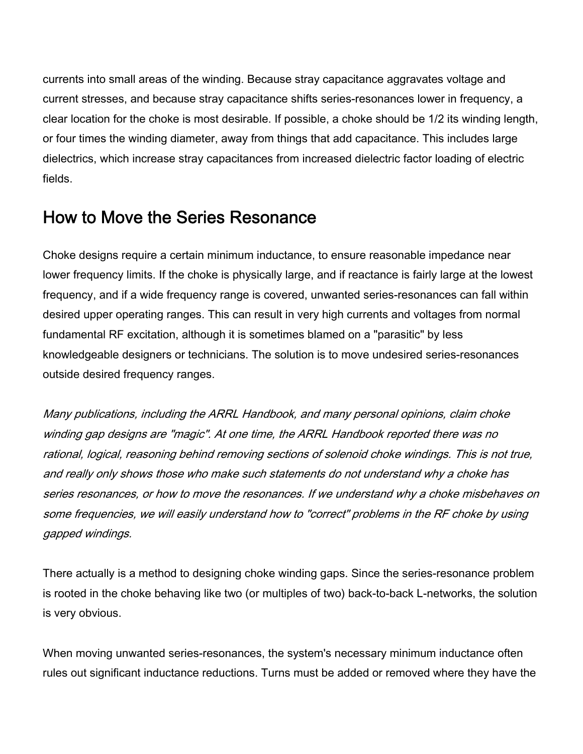currents into small areas of the winding. Because stray capacitance aggravates voltage and current stresses, and because stray capacitance shifts series-resonances lower in frequency, a clear location for the choke is most desirable. If possible, a choke should be 1/2 its winding length, or four times the winding diameter, away from things that add capacitance. This includes large dielectrics, which increase stray capacitances from increased dielectric factor loading of electric fields.

## How to Move the Series Resonance

Choke designs require a certain minimum inductance, to ensure reasonable impedance near lower frequency limits. If the choke is physically large, and if reactance is fairly large at the lowest frequency, and if a wide frequency range is covered, unwanted series-resonances can fall within desired upper operating ranges. This can result in very high currents and voltages from normal fundamental RF excitation, although it is sometimes blamed on a "parasitic" by less knowledgeable designers or technicians. The solution is to move undesired series-resonances outside desired frequency ranges.

*Many publications, including the ARRL Handbook, and many personal opinions, claim choke winding gap designs are "magic". At one time, the ARRL Handbook reported there was no rational, logical, reasoning behind removing sections of solenoid choke windings. This is not true, and really only shows those who make such statements do not understand why a choke has series resonances, or how to move the resonances. If we understand why a choke misbehaves on some frequencies, we will easily understand how to "correct" problems in the RF choke by using gapped windings.*

There actually is a method to designing choke winding gaps. Since the series-resonance problem is rooted in the choke behaving like two (or multiples of two) back-to-back L-networks, the solution is very obvious.

When moving unwanted series-resonances, the system's necessary minimum inductance often rules out significant inductance reductions. Turns must be added or removed where they have the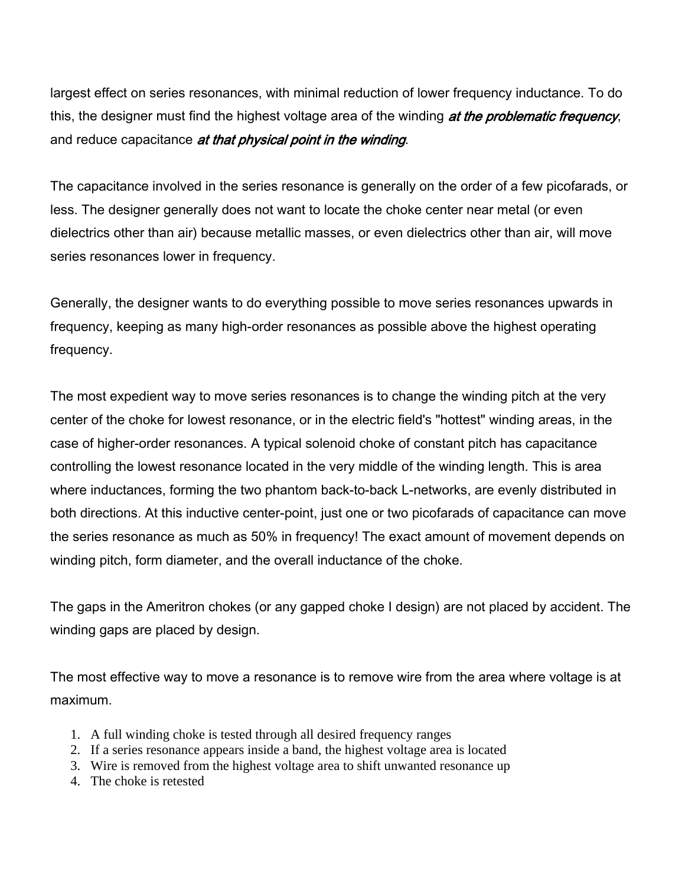largest effect on series resonances, with minimal reduction of lower frequency inductance. To do this, the designer must find the highest voltage area of the winding ***at the problematic frequency***, and reduce capacitance ***at that physical point in the winding***.

The capacitance involved in the series resonance is generally on the order of a few picofarads, or less. The designer generally does not want to locate the choke center near metal (or even dielectrics other than air) because metallic masses, or even dielectrics other than air, will move series resonances lower in frequency.

Generally, the designer wants to do everything possible to move series resonances upwards in frequency, keeping as many high-order resonances as possible above the highest operating frequency.

The most expedient way to move series resonances is to change the winding pitch at the very center of the choke for lowest resonance, or in the electric field's "hottest" winding areas, in the case of higher-order resonances. A typical solenoid choke of constant pitch has capacitance controlling the lowest resonance located in the very middle of the winding length. This is area where inductances, forming the two phantom back-to-back L-networks, are evenly distributed in both directions. At this inductive center-point, just one or two picofarads of capacitance can move the series resonance as much as 50% in frequency! The exact amount of movement depends on winding pitch, form diameter, and the overall inductance of the choke.

The gaps in the Ameritron chokes (or any gapped choke I design) are not placed by accident. The winding gaps are placed by design.

The most effective way to move a resonance is to remove wire from the area where voltage is at maximum.

1. A full winding choke is tested through all desired frequency ranges
2. If a series resonance appears inside a band, the highest voltage area is located
3. Wire is removed from the highest voltage area to shift unwanted resonance up
4. The choke is retested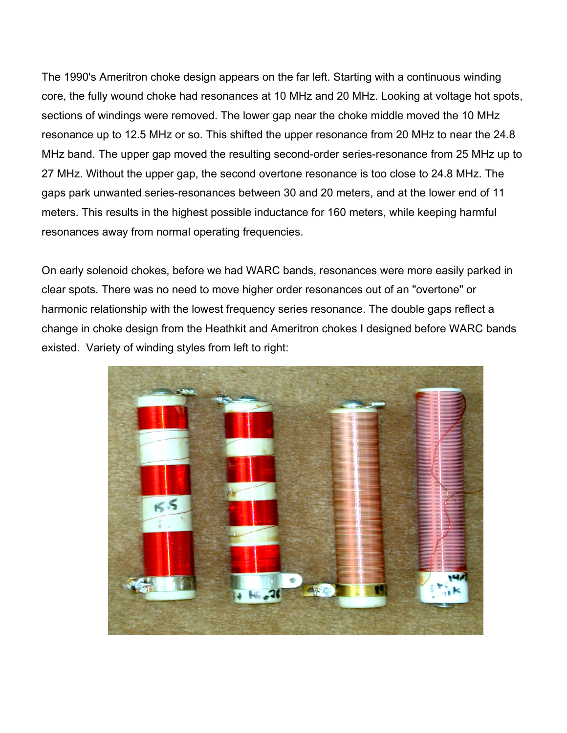The 1990's Ameritron choke design appears on the far left. Starting with a continuous winding core, the fully wound choke had resonances at 10 MHz and 20 MHz. Looking at voltage hot spots, sections of windings were removed. The lower gap near the choke middle moved the 10 MHz resonance up to 12.5 MHz or so. This shifted the upper resonance from 20 MHz to near the 24.8 MHz band. The upper gap moved the resulting second-order series-resonance from 25 MHz up to 27 MHz. Without the upper gap, the second overtone resonance is too close to 24.8 MHz. The gaps park unwanted series-resonances between 30 and 20 meters, and at the lower end of 11 meters. This results in the highest possible inductance for 160 meters, while keeping harmful resonances away from normal operating frequencies.

On early solenoid chokes, before we had WARC bands, resonances were more easily parked in clear spots. There was no need to move higher order resonances out of an "overtone" or harmonic relationship with the lowest frequency series resonance. The double gaps reflect a change in choke design from the Heathkit and Ameritron chokes I designed before WARC bands existed. Variety of winding styles from left to right: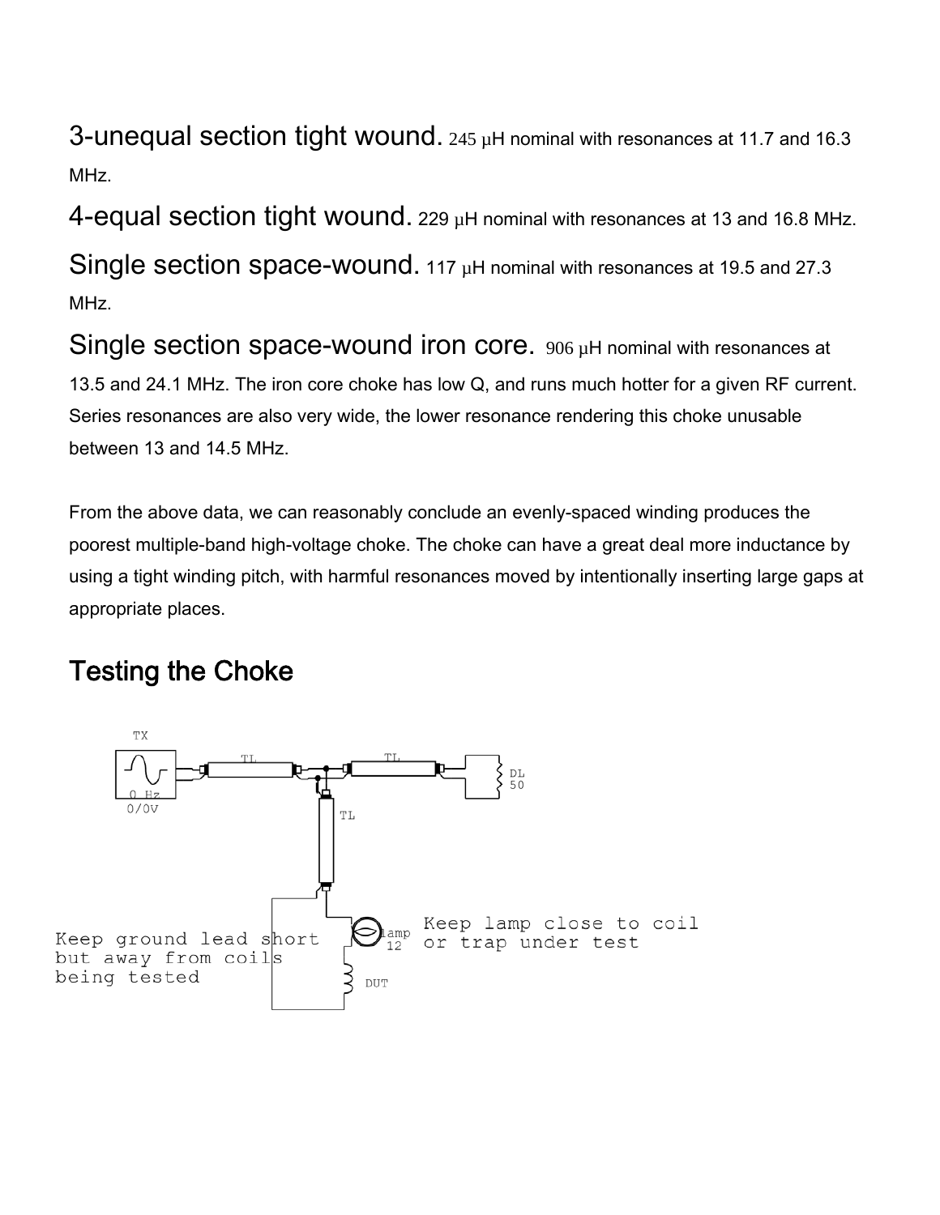3-unequal section tight wound. 245 µH nominal with resonances at 11.7 and 16.3 MHz.

4-equal section tight wound. 229 µH nominal with resonances at 13 and 16.8 MHz.

Single section space-wound. 117 µH nominal with resonances at 19.5 and 27.3 MHz.

Single section space-wound iron core. 906 µH nominal with resonances at 13.5 and 24.1 MHz. The iron core choke has low Q, and runs much hotter for a given RF current. Series resonances are also very wide, the lower resonance rendering this choke unusable between 13 and 14.5 MHz.

From the above data, we can reasonably conclude an evenly-spaced winding produces the poorest multiple-band high-voltage choke. The choke can have a great deal more inductance by using a tight winding pitch, with harmful resonances moved by intentionally inserting large gaps at appropriate places.

## Testing the Choke

TX

0 Hz
0/0V

TL

TL

DL
50

TL

Keep ground lead short
but away from coils
being tested

lamp
12

Keep lamp close to coil
or trap under test

DUT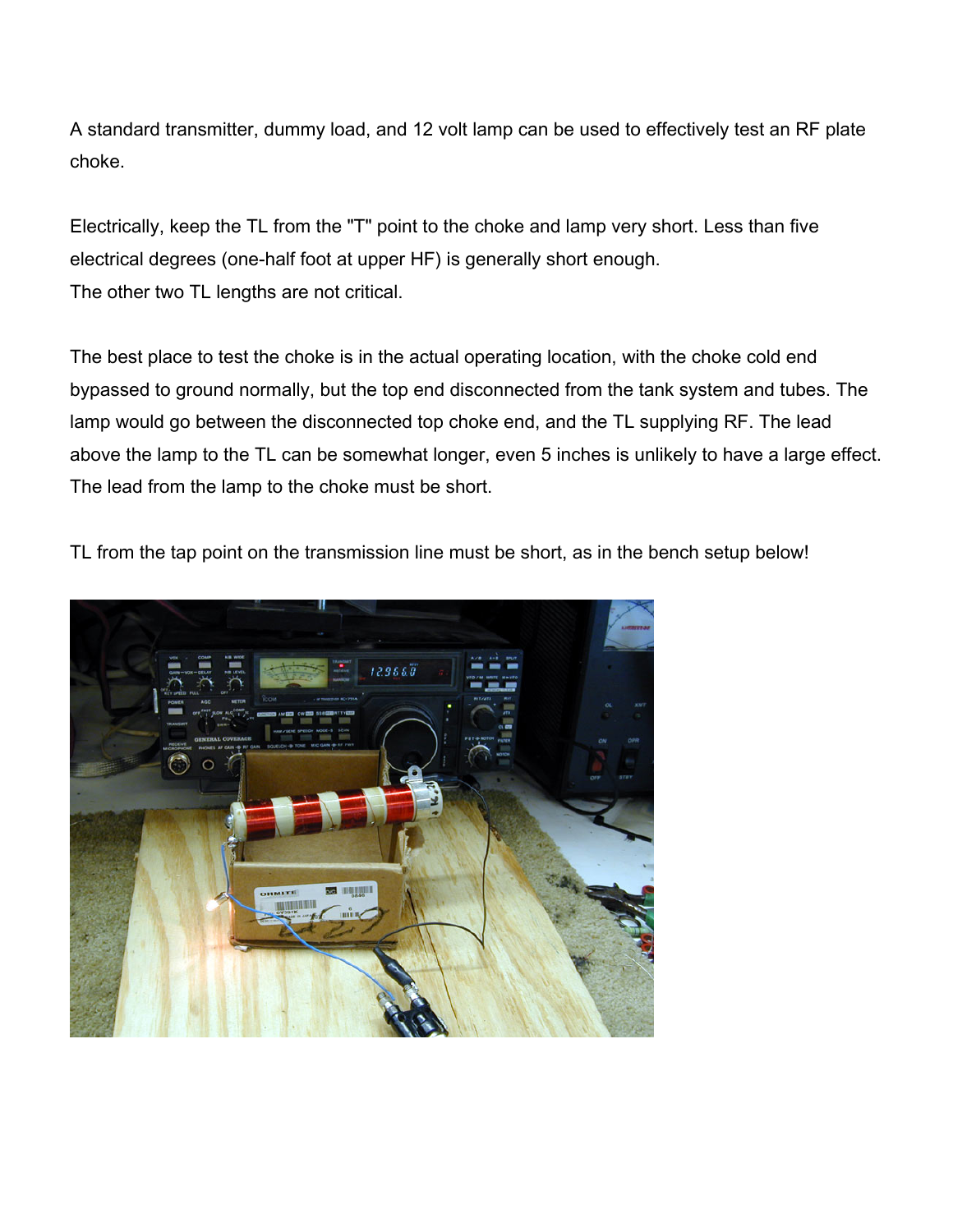A standard transmitter, dummy load, and 12 volt lamp can be used to effectively test an RF plate choke.

Electrically, keep the TL from the "T" point to the choke and lamp very short. Less than five electrical degrees (one-half foot at upper HF) is generally short enough.
The other two TL lengths are not critical.

The best place to test the choke is in the actual operating location, with the choke cold end bypassed to ground normally, but the top end disconnected from the tank system and tubes. The lamp would go between the disconnected top choke end, and the TL supplying RF. The lead above the lamp to the TL can be somewhat longer, even 5 inches is unlikely to have a large effect. The lead from the lamp to the choke must be short.

TL from the tap point on the transmission line must be short, as in the bench setup below!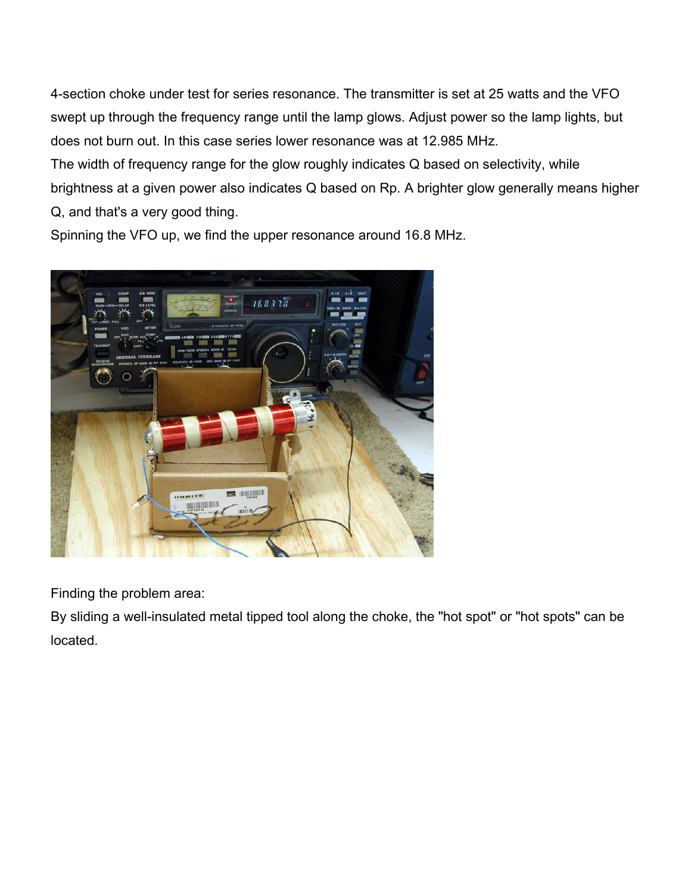4-section choke under test for series resonance. The transmitter is set at 25 watts and the VFO swept up through the frequency range until the lamp glows. Adjust power so the lamp lights, but does not burn out. In this case series lower resonance was at 12.985 MHz.

The width of frequency range for the glow roughly indicates Q based on selectivity, while brightness at a given power also indicates Q based on Rp. A brighter glow generally means higher Q, and that's a very good thing.

Spinning the VFO up, we find the upper resonance around 16.8 MHz.

Finding the problem area:

By sliding a well-insulated metal tipped tool along the choke, the "hot spot" or "hot spots" can be located.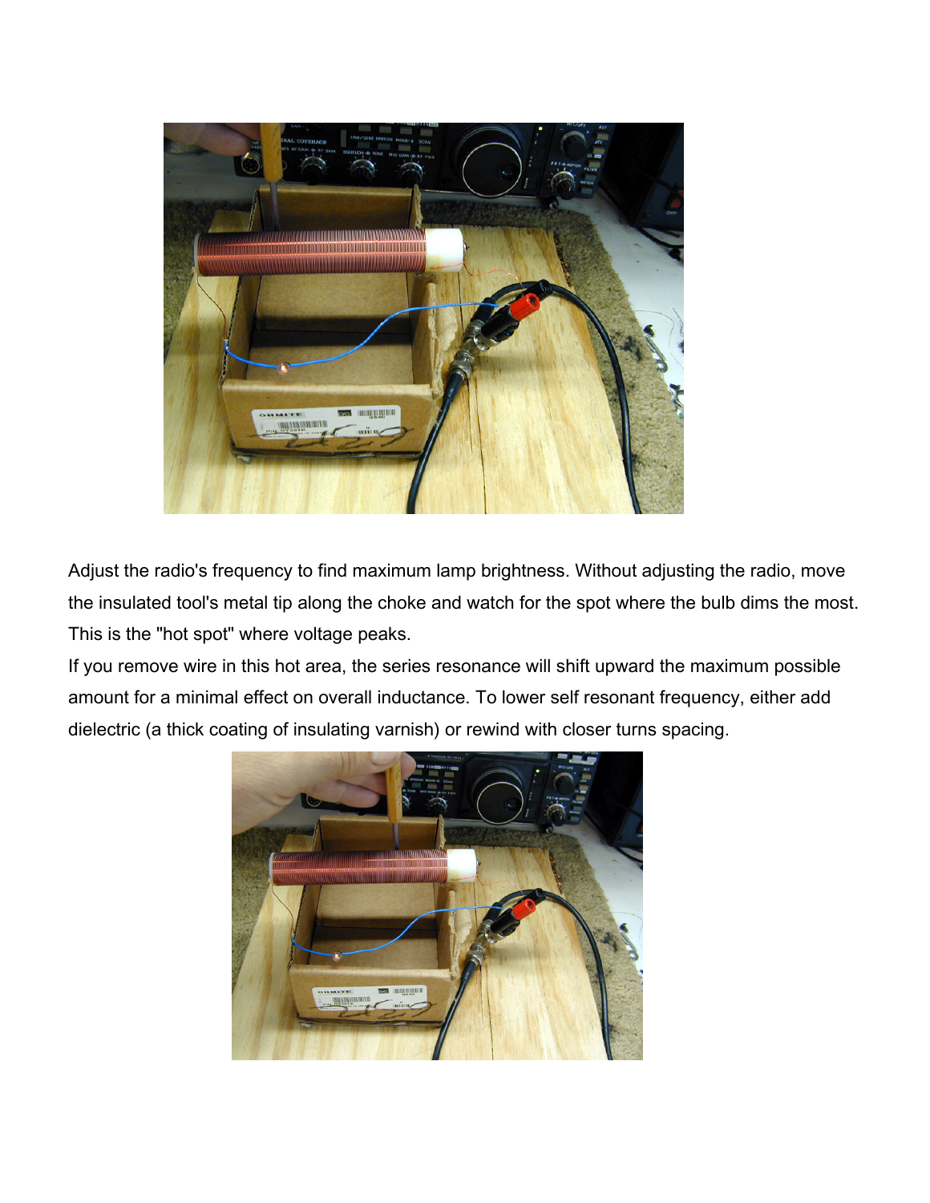Adjust the radio's frequency to find maximum lamp brightness. Without adjusting the radio, move the insulated tool's metal tip along the choke and watch for the spot where the bulb dims the most. This is the "hot spot" where voltage peaks.

If you remove wire in this hot area, the series resonance will shift upward the maximum possible amount for a minimal effect on overall inductance. To lower self resonant frequency, either add dielectric (a thick coating of insulating varnish) or rewind with closer turns spacing.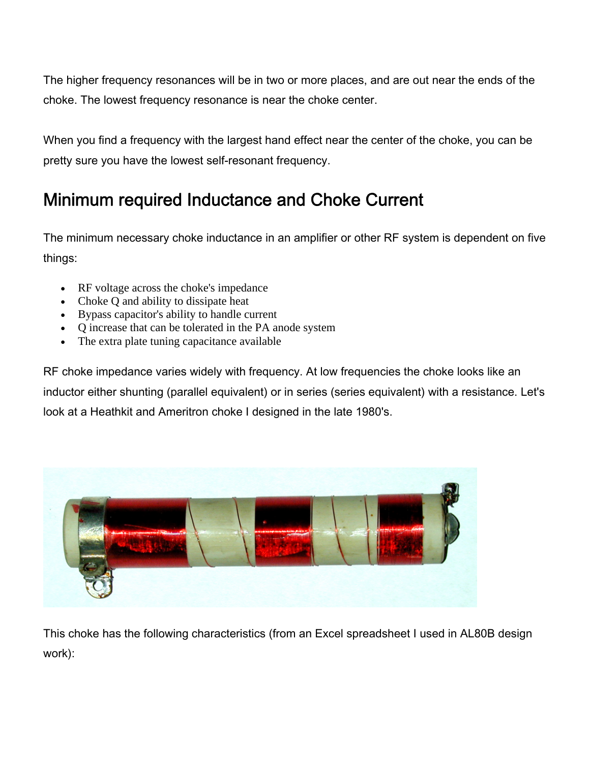The higher frequency resonances will be in two or more places, and are out near the ends of the choke. The lowest frequency resonance is near the choke center.

When you find a frequency with the largest hand effect near the center of the choke, you can be pretty sure you have the lowest self-resonant frequency.

## Minimum required Inductance and Choke Current

The minimum necessary choke inductance in an amplifier or other RF system is dependent on five things:

- RF voltage across the choke's impedance
- Choke Q and ability to dissipate heat
- Bypass capacitor's ability to handle current
- Q increase that can be tolerated in the PA anode system
- The extra plate tuning capacitance available

RF choke impedance varies widely with frequency. At low frequencies the choke looks like an inductor either shunting (parallel equivalent) or in series (series equivalent) with a resistance. Let's look at a Heathkit and Ameritron choke I designed in the late 1980's.

This choke has the following characteristics (from an Excel spreadsheet I used in AL80B design work):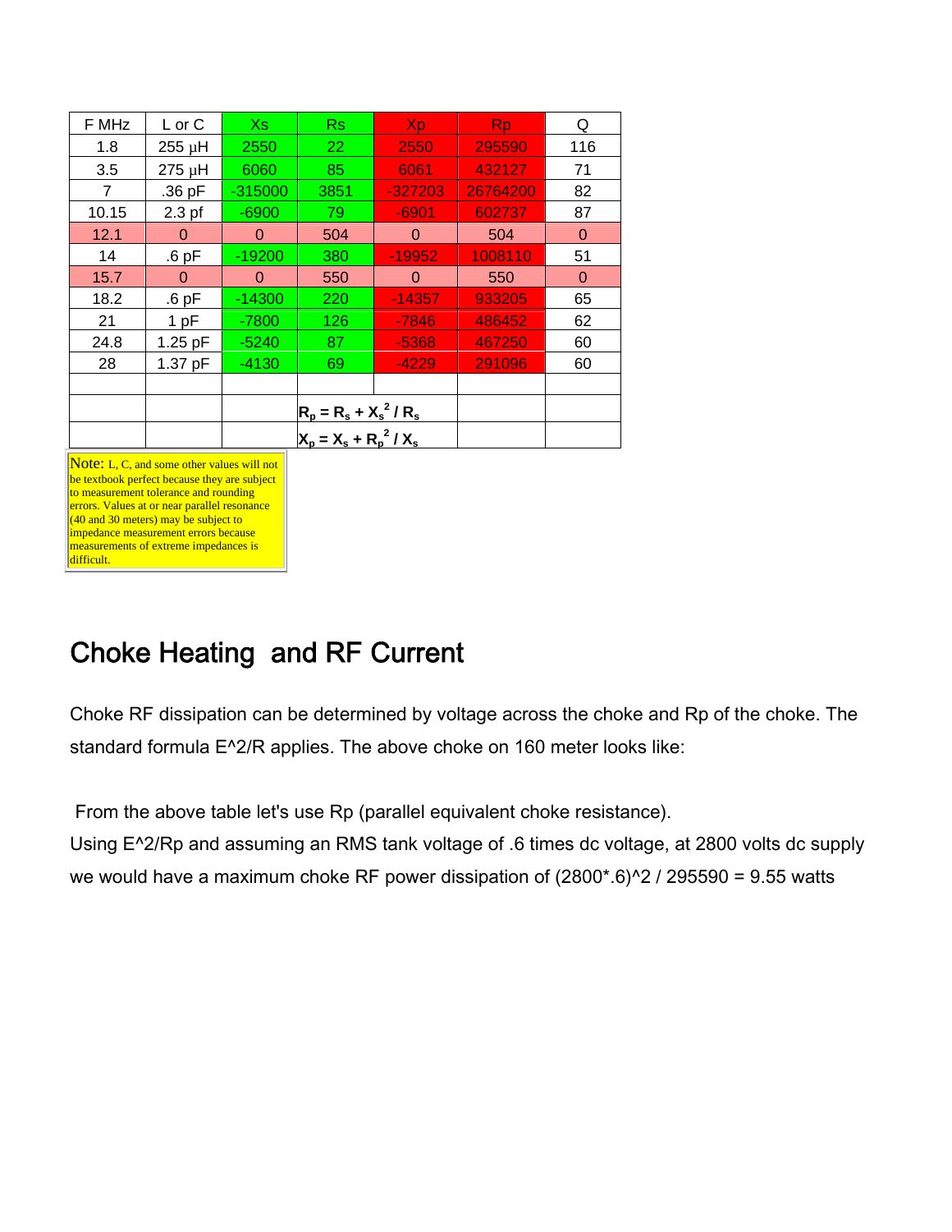| F MHz | L or C | Xs | Rs | Xp | Rp | Q |
|---|---|---|---|---|---|---|
| 1.8 | 255 µH | 2550 | 22 | 2550 | 295590 | 116 |
| 3.5 | 275 µH | 6060 | 85 | 6061 | 432127 | 71 |
| 7 | .36 pF | -315000 | 3851 | -327203 | 26764200 | 82 |
| 10.15 | 2.3 pf | -6900 | 79 | -6901 | 602737 | 87 |
| 12.1 | 0 | 0 | 504 | 0 | 504 | 0 |
| 14 | .6 pF | -19200 | 380 | -19952 | 1008110 | 51 |
| 15.7 | 0 | 0 | 550 | 0 | 550 | 0 |
| 18.2 | .6 pF | -14300 | 220 | -14357 | 933205 | 65 |
| 21 | 1 pF | -7800 | 126 | -7846 | 486452 | 62 |
| 24.8 | 1.25 pF | -5240 | 87 | -5368 | 467250 | 60 |
| 28 | 1.37 pF | -4130 | 69 | -4229 | 291096 | 60 |
| | | | | | | |
| | | | $R_p = R_s + X_s^2 / R_s$ | | | |
| | | | $X_p = X_s + R_p^2 / X_s$ | | | |

Note: L, C, and some other values will not be textbook perfect because they are subject to measurement tolerance and rounding errors. Values at or near parallel resonance (40 and 30 meters) may be subject to impedance measurement errors because measurements of extreme impedances is difficult.

## Choke Heating and RF Current

Choke RF dissipation can be determined by voltage across the choke and Rp of the choke. The standard formula E^2/R applies. The above choke on 160 meter looks like:

From the above table let's use Rp (parallel equivalent choke resistance).
Using E^2/Rp and assuming an RMS tank voltage of .6 times dc voltage, at 2800 volts dc supply we would have a maximum choke RF power dissipation of (2800*.6)^2 / 295590 = 9.55 watts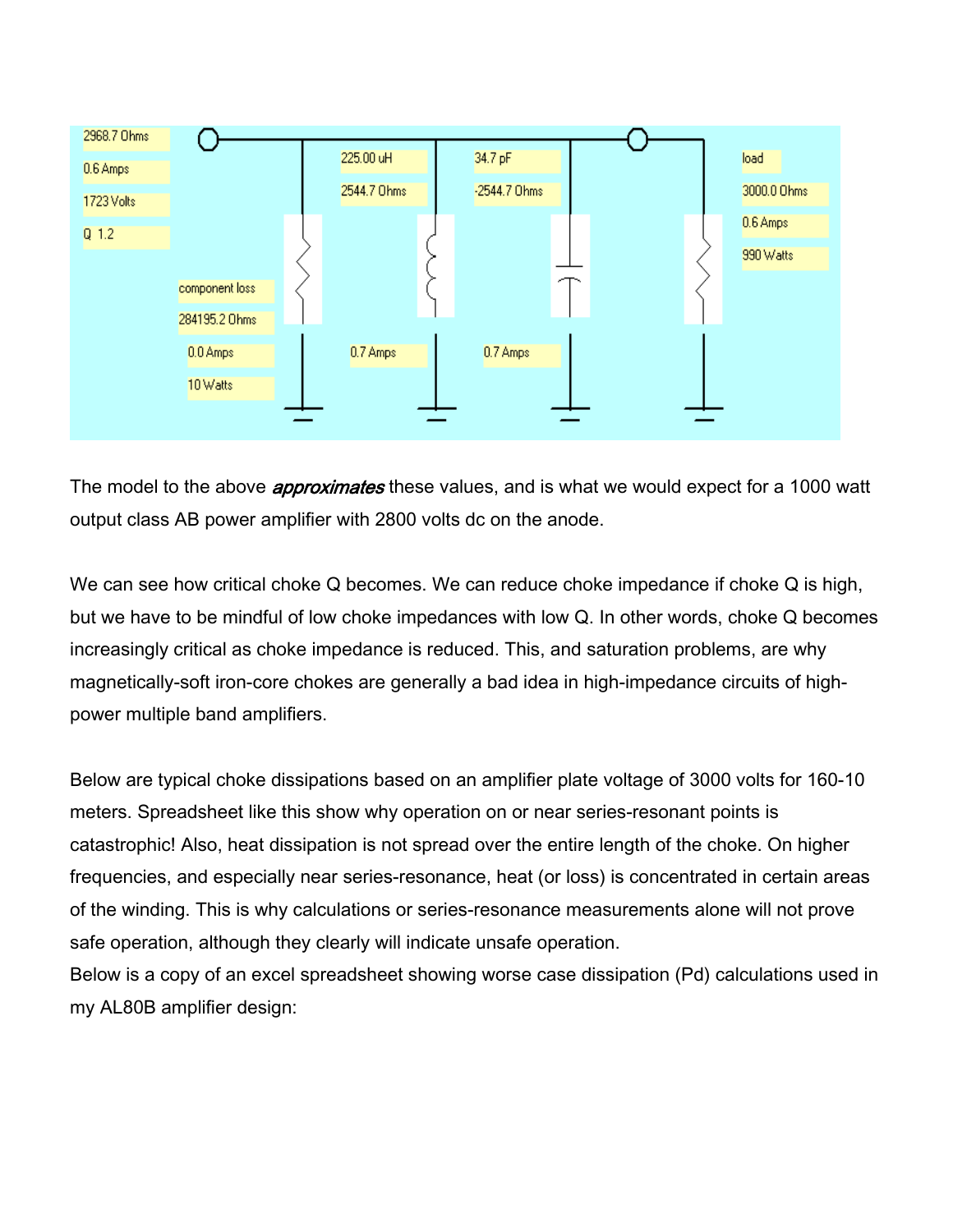The model to the above *approximates* these values, and is what we would expect for a 1000 watt output class AB power amplifier with 2800 volts dc on the anode.

We can see how critical choke Q becomes. We can reduce choke impedance if choke Q is high, but we have to be mindful of low choke impedances with low Q. In other words, choke Q becomes increasingly critical as choke impedance is reduced. This, and saturation problems, are why magnetically-soft iron-core chokes are generally a bad idea in high-impedance circuits of high-power multiple band amplifiers.

Below are typical choke dissipations based on an amplifier plate voltage of 3000 volts for 160-10 meters. Spreadsheet like this show why operation on or near series-resonant points is catastrophic! Also, heat dissipation is not spread over the entire length of the choke. On higher frequencies, and especially near series-resonance, heat (or loss) is concentrated in certain areas of the winding. This is why calculations or series-resonance measurements alone will not prove safe operation, although they clearly will indicate unsafe operation.
Below is a copy of an excel spreadsheet showing worse case dissipation (Pd) calculations used in my AL80B amplifier design: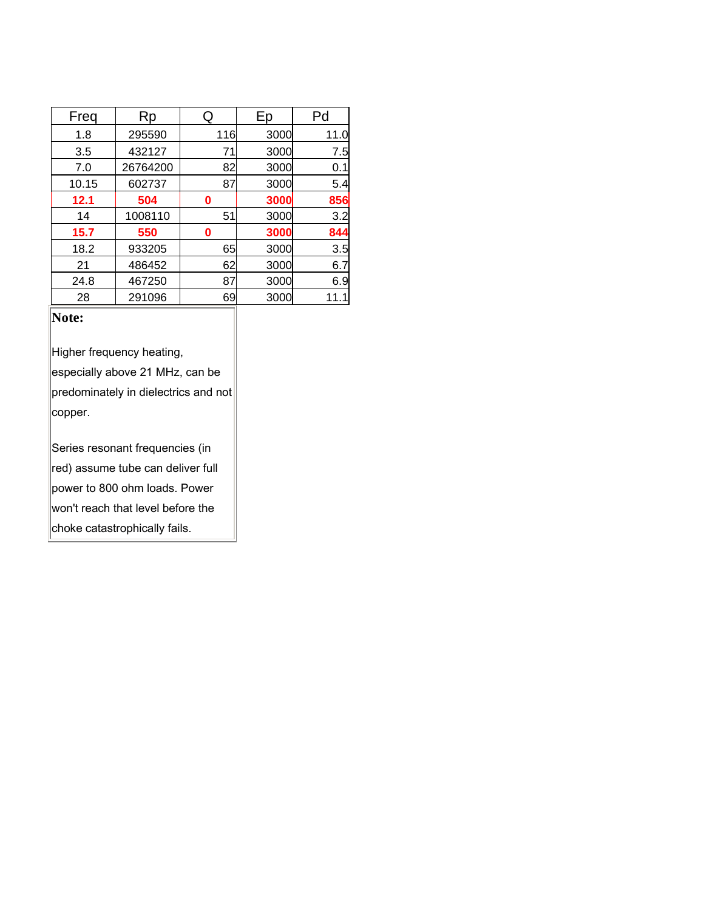| Freq | Rp | Q | Ep | Pd |
|---|---|---|---|---|
| 1.8 | 295590 | 116 | 3000 | 11.0 |
| 3.5 | 432127 | 71 | 3000 | 7.5 |
| 7.0 | 26764200 | 82 | 3000 | 0.1 |
| 10.15 | 602737 | 87 | 3000 | 5.4 |
| **12.1** | **504** | **0** | **3000** | **856** |
| 14 | 1008110 | 51 | 3000 | 3.2 |
| **15.7** | **550** | **0** | **3000** | **844** |
| 18.2 | 933205 | 65 | 3000 | 3.5 |
| 21 | 486452 | 62 | 3000 | 6.7 |
| 24.8 | 467250 | 87 | 3000 | 6.9 |
| 28 | 291096 | 69 | 3000 | 11.1 |

**Note:**

Higher frequency heating, especially above 21 MHz, can be predominately in dielectrics and not copper.

Series resonant frequencies (in red) assume tube can deliver full power to 800 ohm loads. Power won't reach that level before the choke catastrophically fails.